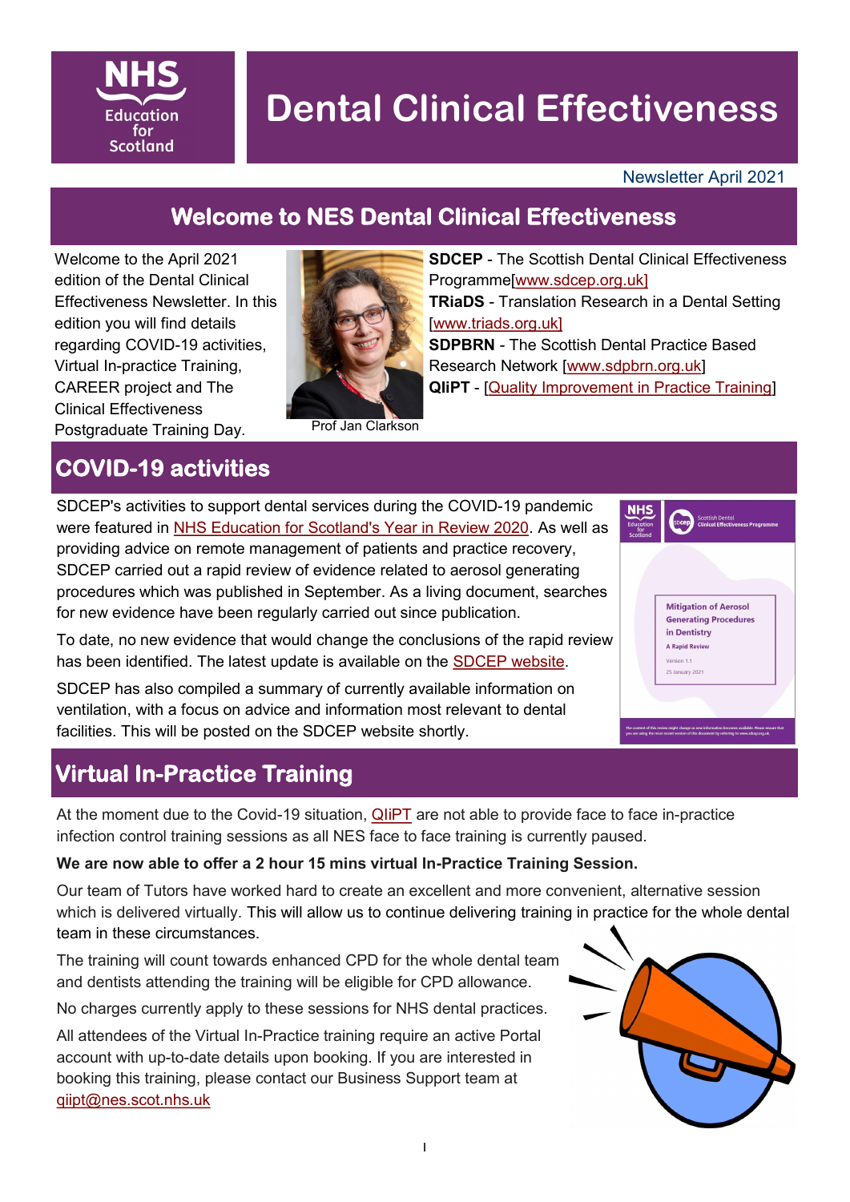# Dental Clinical Effectiveness

Newsletter April 2021

## Welcome to NES Dental Clinical Effectiveness

Welcome to the April 2021 edition of the Dental Clinical Effectiveness Newsletter. In this edition you will find details regarding COVID-19 activities, Virtual In-practice Training, CAREER project and The Clinical Effectiveness Postgraduate Training Day.

Prof Jan Clarkson

**SDCEP** - The Scottish Dental Clinical Effectiveness Programme[www.sdcep.org.uk]

**TRiaDS** - Translation Research in a Dental Setting [www.triads.org.uk]

**SDPBRN** - The Scottish Dental Practice Based Research Network [www.sdpbrn.org.uk]

**QIiPT** - [Quality Improvement in Practice Training]

## COVID-19 activities

SDCEP's activities to support dental services during the COVID-19 pandemic were featured in NHS Education for Scotland's Year in Review 2020. As well as providing advice on remote management of patients and practice recovery, SDCEP carried out a rapid review of evidence related to aerosol generating procedures which was published in September. As a living document, searches for new evidence have been regularly carried out since publication.

To date, no new evidence that would change the conclusions of the rapid review has been identified. The latest update is available on the SDCEP website.

SDCEP has also compiled a summary of currently available information on ventilation, with a focus on advice and information most relevant to dental facilities. This will be posted on the SDCEP website shortly.

## Virtual In-Practice Training

At the moment due to the Covid-19 situation, QIiPT are not able to provide face to face in-practice infection control training sessions as all NES face to face training is currently paused.

**We are now able to offer a 2 hour 15 mins virtual In-Practice Training Session.**

Our team of Tutors have worked hard to create an excellent and more convenient, alternative session which is delivered virtually. This will allow us to continue delivering training in practice for the whole dental team in these circumstances.

The training will count towards enhanced CPD for the whole dental team and dentists attending the training will be eligible for CPD allowance.

No charges currently apply to these sessions for NHS dental practices.

All attendees of the Virtual In-Practice training require an active Portal account with up-to-date details upon booking. If you are interested in booking this training, please contact our Business Support team at qiipt@nes.scot.nhs.uk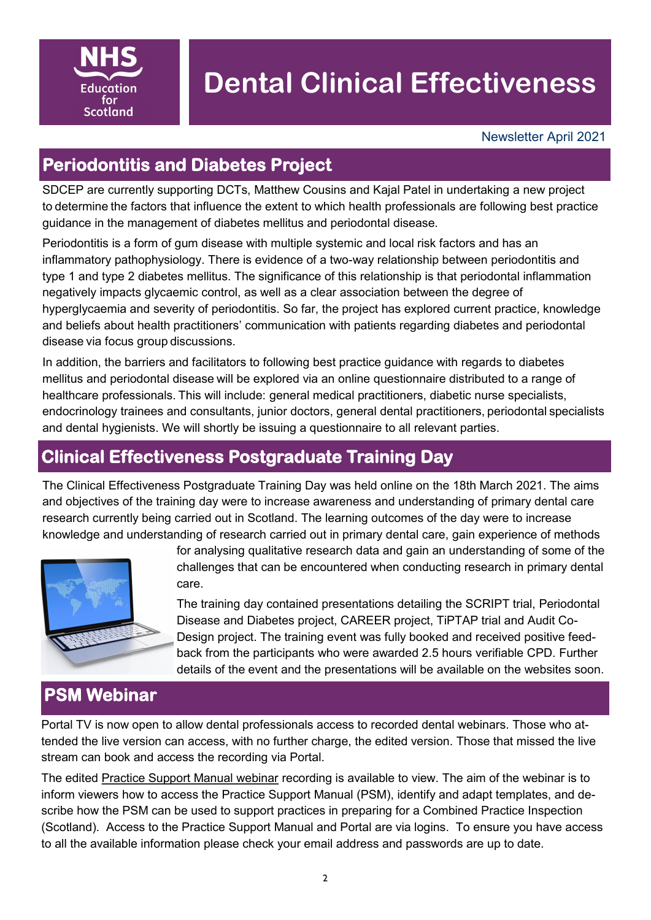# Dental Clinical Effectiveness

Newsletter April 2021

## Periodontitis and Diabetes Project

SDCEP are currently supporting DCTs, Matthew Cousins and Kajal Patel in undertaking a new project to determine the factors that influence the extent to which health professionals are following best practice guidance in the management of diabetes mellitus and periodontal disease.

Periodontitis is a form of gum disease with multiple systemic and local risk factors and has an inflammatory pathophysiology. There is evidence of a two-way relationship between periodontitis and type 1 and type 2 diabetes mellitus. The significance of this relationship is that periodontal inflammation negatively impacts glycaemic control, as well as a clear association between the degree of hyperglycaemia and severity of periodontitis. So far, the project has explored current practice, knowledge and beliefs about health practitioners' communication with patients regarding diabetes and periodontal disease via focus group discussions.

In addition, the barriers and facilitators to following best practice guidance with regards to diabetes mellitus and periodontal disease will be explored via an online questionnaire distributed to a range of healthcare professionals. This will include: general medical practitioners, diabetic nurse specialists, endocrinology trainees and consultants, junior doctors, general dental practitioners, periodontal specialists and dental hygienists. We will shortly be issuing a questionnaire to all relevant parties.

## Clinical Effectiveness Postgraduate Training Day

The Clinical Effectiveness Postgraduate Training Day was held online on the 18th March 2021. The aims and objectives of the training day were to increase awareness and understanding of primary dental care research currently being carried out in Scotland. The learning outcomes of the day were to increase knowledge and understanding of research carried out in primary dental care, gain experience of methods for analysing qualitative research data and gain an understanding of some of the challenges that can be encountered when conducting research in primary dental care.

The training day contained presentations detailing the SCRIPT trial, Periodontal Disease and Diabetes project, CAREER project, TiPTAP trial and Audit Co-Design project. The training event was fully booked and received positive feed-back from the participants who were awarded 2.5 hours verifiable CPD. Further details of the event and the presentations will be available on the websites soon.

## PSM Webinar

Portal TV is now open to allow dental professionals access to recorded dental webinars. Those who attended the live version can access, with no further charge, the edited version. Those that missed the live stream can book and access the recording via Portal.

The edited Practice Support Manual webinar recording is available to view. The aim of the webinar is to inform viewers how to access the Practice Support Manual (PSM), identify and adapt templates, and describe how the PSM can be used to support practices in preparing for a Combined Practice Inspection (Scotland). Access to the Practice Support Manual and Portal are via logins. To ensure you have access to all the available information please check your email address and passwords are up to date.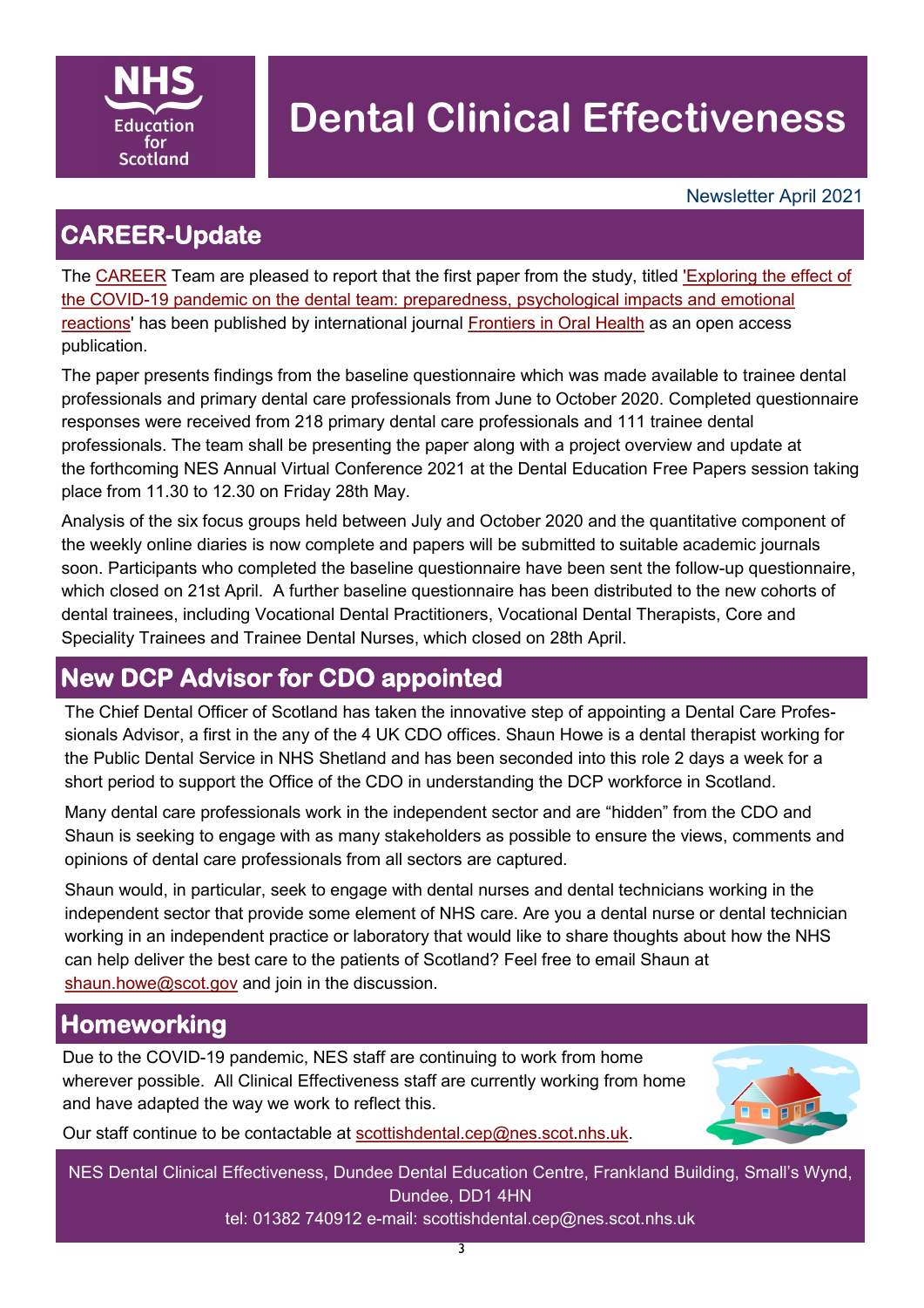NHS Education for Scotland

# Dental Clinical Effectiveness

Newsletter April 2021

## CAREER-Update

The CAREER Team are pleased to report that the first paper from the study, titled 'Exploring the effect of the COVID-19 pandemic on the dental team: preparedness, psychological impacts and emotional reactions' has been published by international journal Frontiers in Oral Health as an open access publication.

The paper presents findings from the baseline questionnaire which was made available to trainee dental professionals and primary dental care professionals from June to October 2020. Completed questionnaire responses were received from 218 primary dental care professionals and 111 trainee dental professionals. The team shall be presenting the paper along with a project overview and update at the forthcoming NES Annual Virtual Conference 2021 at the Dental Education Free Papers session taking place from 11.30 to 12.30 on Friday 28th May.

Analysis of the six focus groups held between July and October 2020 and the quantitative component of the weekly online diaries is now complete and papers will be submitted to suitable academic journals soon. Participants who completed the baseline questionnaire have been sent the follow-up questionnaire, which closed on 21st April. A further baseline questionnaire has been distributed to the new cohorts of dental trainees, including Vocational Dental Practitioners, Vocational Dental Therapists, Core and Speciality Trainees and Trainee Dental Nurses, which closed on 28th April.

## New DCP Advisor for CDO appointed

The Chief Dental Officer of Scotland has taken the innovative step of appointing a Dental Care Professionals Advisor, a first in the any of the 4 UK CDO offices. Shaun Howe is a dental therapist working for the Public Dental Service in NHS Shetland and has been seconded into this role 2 days a week for a short period to support the Office of the CDO in understanding the DCP workforce in Scotland.

Many dental care professionals work in the independent sector and are "hidden" from the CDO and Shaun is seeking to engage with as many stakeholders as possible to ensure the views, comments and opinions of dental care professionals from all sectors are captured.

Shaun would, in particular, seek to engage with dental nurses and dental technicians working in the independent sector that provide some element of NHS care. Are you a dental nurse or dental technician working in an independent practice or laboratory that would like to share thoughts about how the NHS can help deliver the best care to the patients of Scotland? Feel free to email Shaun at shaun.howe@scot.gov and join in the discussion.

## Homeworking

Due to the COVID-19 pandemic, NES staff are continuing to work from home wherever possible. All Clinical Effectiveness staff are currently working from home and have adapted the way we work to reflect this.

Our staff continue to be contactable at scottishdental.cep@nes.scot.nhs.uk.

NES Dental Clinical Effectiveness, Dundee Dental Education Centre, Frankland Building, Small's Wynd, Dundee, DD1 4HN
tel: 01382 740912 e-mail: scottishdental.cep@nes.scot.nhs.uk